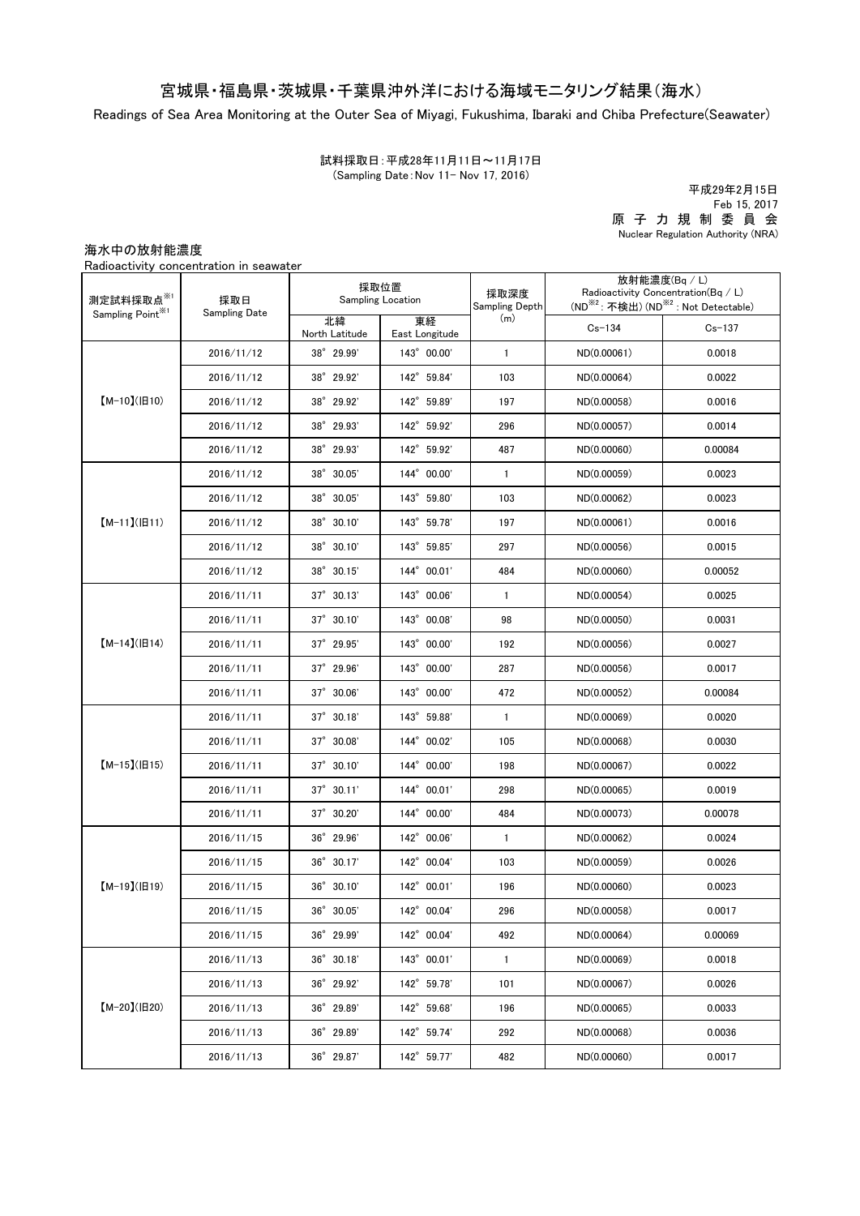# 宮城県・福島県・茨城県・千葉県沖外洋における海域モニタリング結果（海水）

Readings of Sea Area Monitoring at the Outer Sea of Miyagi, Fukushima, Ibaraki and Chiba Prefecture(Seawater)

試料採取日：平成28年11月11日～11月17日
(Sampling Date：Nov 11- Nov 17, 2016)

平成29年2月15日
Feb 15, 2017
原子力規制委員会
Nuclear Regulation Authority (NRA)

海水中の放射能濃度
Radioactivity concentration in seawater

| 測定試料採取点※1 Sampling Point※1 | 採取日 Sampling Date | 採取位置 Sampling Location | | 採取深度 Sampling Depth (m) | 放射能濃度(Bq / L) Radioactivity Concentration(Bq / L) (ND※2：不検出) (ND※2 : Not Detectable) | |
|---|---|---|---|---|---|---|
| | | 北緯 North Latitude | 東経 East Longitude | | Cs-134 | Cs-137 |
| 【M-10】(旧10) | 2016/11/12 | 38° 29.99' | 143° 00.00' | 1 | ND(0.00061) | 0.0018 |
| | 2016/11/12 | 38° 29.92' | 142° 59.84' | 103 | ND(0.00064) | 0.0022 |
| | 2016/11/12 | 38° 29.92' | 142° 59.89' | 197 | ND(0.00058) | 0.0016 |
| | 2016/11/12 | 38° 29.93' | 142° 59.92' | 296 | ND(0.00057) | 0.0014 |
| | 2016/11/12 | 38° 29.93' | 142° 59.92' | 487 | ND(0.00060) | 0.00084 |
| 【M-11】(旧11) | 2016/11/12 | 38° 30.05' | 144° 00.00' | 1 | ND(0.00059) | 0.0023 |
| | 2016/11/12 | 38° 30.05' | 143° 59.80' | 103 | ND(0.00062) | 0.0023 |
| | 2016/11/12 | 38° 30.10' | 143° 59.78' | 197 | ND(0.00061) | 0.0016 |
| | 2016/11/12 | 38° 30.10' | 143° 59.85' | 297 | ND(0.00056) | 0.0015 |
| | 2016/11/12 | 38° 30.15' | 144° 00.01' | 484 | ND(0.00060) | 0.00052 |
| 【M-14】(旧14) | 2016/11/11 | 37° 30.13' | 143° 00.06' | 1 | ND(0.00054) | 0.0025 |
| | 2016/11/11 | 37° 30.10' | 143° 00.08' | 98 | ND(0.00050) | 0.0031 |
| | 2016/11/11 | 37° 29.95' | 143° 00.00' | 192 | ND(0.00056) | 0.0027 |
| | 2016/11/11 | 37° 29.96' | 143° 00.00' | 287 | ND(0.00056) | 0.0017 |
| | 2016/11/11 | 37° 30.06' | 143° 00.00' | 472 | ND(0.00052) | 0.00084 |
| 【M-15】(旧15) | 2016/11/11 | 37° 30.18' | 143° 59.88' | 1 | ND(0.00069) | 0.0020 |
| | 2016/11/11 | 37° 30.08' | 144° 00.02' | 105 | ND(0.00068) | 0.0030 |
| | 2016/11/11 | 37° 30.10' | 144° 00.00' | 198 | ND(0.00067) | 0.0022 |
| | 2016/11/11 | 37° 30.11' | 144° 00.01' | 298 | ND(0.00065) | 0.0019 |
| | 2016/11/11 | 37° 30.20' | 144° 00.00' | 484 | ND(0.00073) | 0.00078 |
| 【M-19】(旧19) | 2016/11/15 | 36° 29.96' | 142° 00.06' | 1 | ND(0.00062) | 0.0024 |
| | 2016/11/15 | 36° 30.17' | 142° 00.04' | 103 | ND(0.00059) | 0.0026 |
| | 2016/11/15 | 36° 30.10' | 142° 00.01' | 196 | ND(0.00060) | 0.0023 |
| | 2016/11/15 | 36° 30.05' | 142° 00.04' | 296 | ND(0.00058) | 0.0017 |
| | 2016/11/15 | 36° 29.99' | 142° 00.04' | 492 | ND(0.00064) | 0.00069 |
| 【M-20】(旧20) | 2016/11/13 | 36° 30.18' | 143° 00.01' | 1 | ND(0.00069) | 0.0018 |
| | 2016/11/13 | 36° 29.92' | 142° 59.78' | 101 | ND(0.00067) | 0.0026 |
| | 2016/11/13 | 36° 29.89' | 142° 59.68' | 196 | ND(0.00065) | 0.0033 |
| | 2016/11/13 | 36° 29.89' | 142° 59.74' | 292 | ND(0.00068) | 0.0036 |
| | 2016/11/13 | 36° 29.87' | 142° 59.77' | 482 | ND(0.00060) | 0.0017 |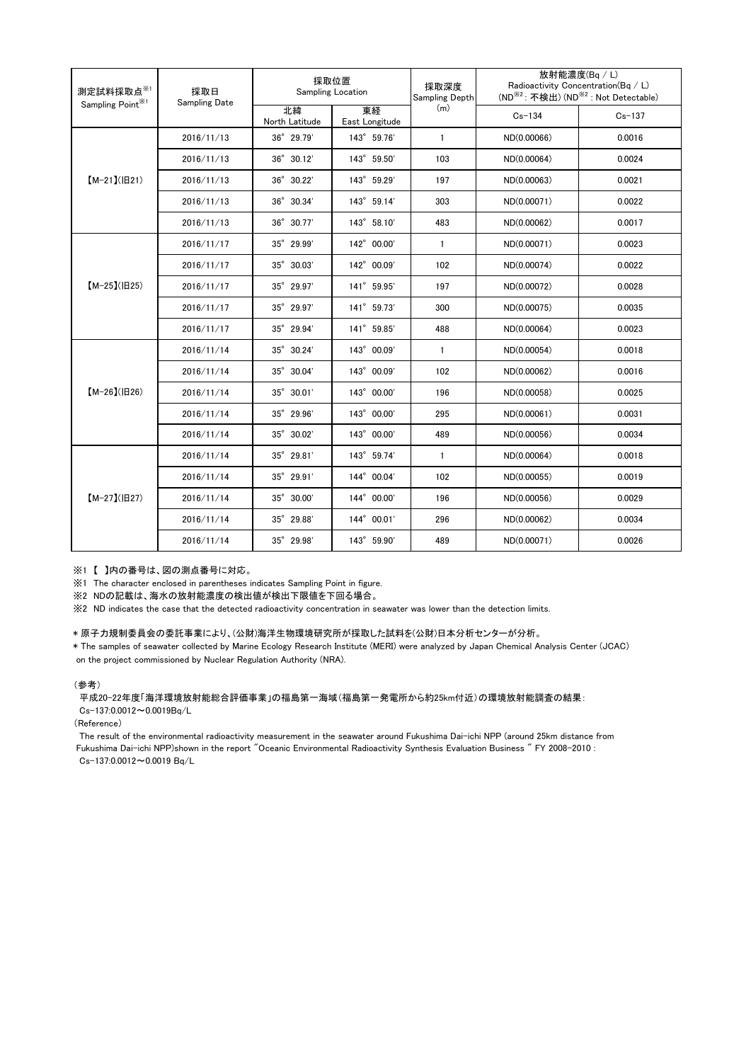| 測定試料採取点※1 Sampling Point※1 | 採取日 Sampling Date | 採取位置 Sampling Location | | 採取深度 Sampling Depth (m) | 放射能濃度(Bq / L) Radioactivity Concentration(Bq / L) (ND※2 : 不検出) (ND※2 : Not Detectable) | |
|---|---|---|---|---|---|---|
| | | 北緯 North Latitude | 東経 East Longitude | | Cs-134 | Cs-137 |
| 【M-21】(旧21) | 2016/11/13 | 36° 29.79' | 143° 59.76' | 1 | ND(0.00066) | 0.0016 |
| | 2016/11/13 | 36° 30.12' | 143° 59.50' | 103 | ND(0.00064) | 0.0024 |
| | 2016/11/13 | 36° 30.22' | 143° 59.29' | 197 | ND(0.00063) | 0.0021 |
| | 2016/11/13 | 36° 30.34' | 143° 59.14' | 303 | ND(0.00071) | 0.0022 |
| | 2016/11/13 | 36° 30.77' | 143° 58.10' | 483 | ND(0.00062) | 0.0017 |
| 【M-25】(旧25) | 2016/11/17 | 35° 29.99' | 142° 00.00' | 1 | ND(0.00071) | 0.0023 |
| | 2016/11/17 | 35° 30.03' | 142° 00.09' | 102 | ND(0.00074) | 0.0022 |
| | 2016/11/17 | 35° 29.97' | 141° 59.95' | 197 | ND(0.00072) | 0.0028 |
| | 2016/11/17 | 35° 29.97' | 141° 59.73' | 300 | ND(0.00075) | 0.0035 |
| | 2016/11/17 | 35° 29.94' | 141° 59.85' | 488 | ND(0.00064) | 0.0023 |
| 【M-26】(旧26) | 2016/11/14 | 35° 30.24' | 143° 00.09' | 1 | ND(0.00054) | 0.0018 |
| | 2016/11/14 | 35° 30.04' | 143° 00.09' | 102 | ND(0.00062) | 0.0016 |
| | 2016/11/14 | 35° 30.01' | 143° 00.00' | 196 | ND(0.00058) | 0.0025 |
| | 2016/11/14 | 35° 29.96' | 143° 00.00' | 295 | ND(0.00061) | 0.0031 |
| | 2016/11/14 | 35° 30.02' | 143° 00.00' | 489 | ND(0.00056) | 0.0034 |
| 【M-27】(旧27) | 2016/11/14 | 35° 29.81' | 143° 59.74' | 1 | ND(0.00064) | 0.0018 |
| | 2016/11/14 | 35° 29.91' | 144° 00.04' | 102 | ND(0.00055) | 0.0019 |
| | 2016/11/14 | 35° 30.00' | 144° 00.00' | 196 | ND(0.00056) | 0.0029 |
| | 2016/11/14 | 35° 29.88' | 144° 00.01' | 296 | ND(0.00062) | 0.0034 |
| | 2016/11/14 | 35° 29.98' | 143° 59.90' | 489 | ND(0.00071) | 0.0026 |

※1 【 】内の番号は、図の測点番号に対応。

※1 The character enclosed in parentheses indicates Sampling Point in figure.

※2 NDの記載は、海水の放射能濃度の検出値が検出下限値を下回る場合。

※2 ND indicates the case that the detected radioactivity concentration in seawater was lower than the detection limits.

＊原子力規制委員会の委託事業により、(公財)海洋生物環境研究所が採取した試料を(公財)日本分析センターが分析。

＊The samples of seawater collected by Marine Ecology Research Institute (MERI) were analyzed by Japan Chemical Analysis Center (JCAC) on the project commissioned by Nuclear Regulation Authority (NRA).

(参考)

平成20-22年度「海洋環境放射能総合評価事業」の福島第一海域(福島第一発電所から約25km付近)の環境放射能調査の結果：
Cs-137:0.0012～0.0019Bq/L

(Reference)

The result of the environmental radioactivity measurement in the seawater around Fukushima Dai-ichi NPP (around 25km distance from Fukushima Dai-ichi NPP)shown in the report "Oceanic Environmental Radioactivity Synthesis Evaluation Business " FY 2008-2010 :
Cs-137:0.0012～0.0019 Bq/L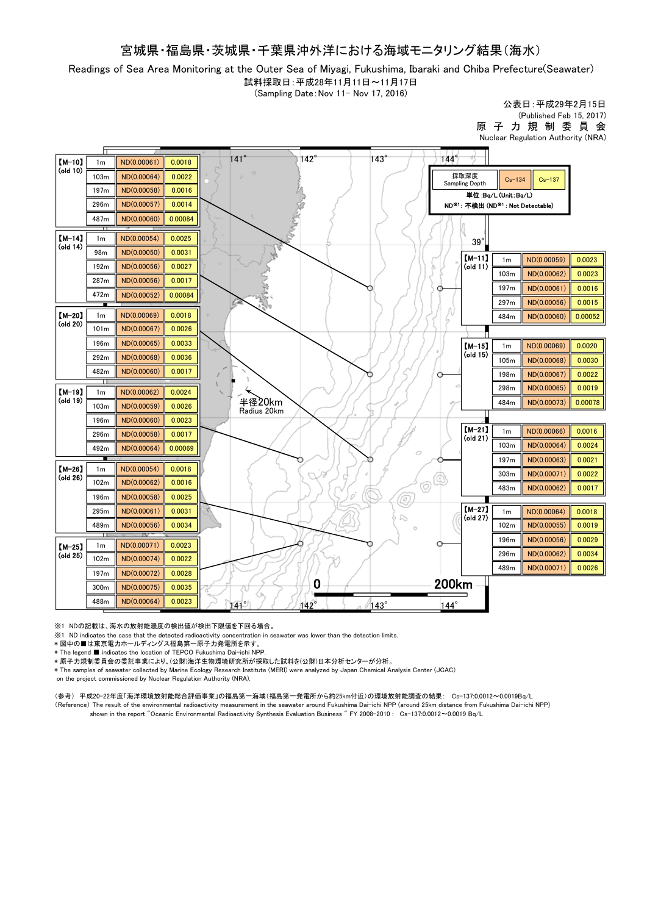# 宮城県・福島県・茨城県・千葉県沖外洋における海域モニタリング結果（海水）

Readings of Sea Area Monitoring at the Outer Sea of Miyagi, Fukushima, Ibaraki and Chiba Prefecture(Seawater)

試料採取日：平成28年11月11日～11月17日
(Sampling Date：Nov 11- Nov 17, 2016)

公表日：平成29年2月15日
(Published Feb 15, 2017)
原子力規制委員会
Nuclear Regulation Authority (NRA)

| 採取深度 Sampling Depth | Cs-134 | Cs-137 |
|---|---|---|

単位 :Bq/L (Unit：Bq/L)
ND※1：不検出 (ND※1：Not Detectable)

| 地点 | 採取深度 | Cs-134 | Cs-137 |
|---|---|---|---|
| 【M-10】(old 10) | 1m | ND(0.00061) | 0.0018 |
| | 103m | ND(0.00064) | 0.0022 |
| | 197m | ND(0.00058) | 0.0016 |
| | 296m | ND(0.00057) | 0.0014 |
| | 487m | ND(0.00060) | 0.00084 |
| 【M-14】(old 14) | 1m | ND(0.00054) | 0.0025 |
| | 98m | ND(0.00050) | 0.0031 |
| | 192m | ND(0.00056) | 0.0027 |
| | 287m | ND(0.00056) | 0.0017 |
| | 472m | ND(0.00052) | 0.00084 |
| 【M-20】(old 20) | 1m | ND(0.00069) | 0.0018 |
| | 101m | ND(0.00067) | 0.0026 |
| | 196m | ND(0.00065) | 0.0033 |
| | 292m | ND(0.00068) | 0.0036 |
| | 482m | ND(0.00060) | 0.0017 |
| 【M-19】(old 19) | 1m | ND(0.00062) | 0.0024 |
| | 103m | ND(0.00059) | 0.0026 |
| | 196m | ND(0.00060) | 0.0023 |
| | 296m | ND(0.00058) | 0.0017 |
| | 492m | ND(0.00064) | 0.00069 |
| 【M-26】(old 26) | 1m | ND(0.00054) | 0.0018 |
| | 102m | ND(0.00062) | 0.0016 |
| | 196m | ND(0.00058) | 0.0025 |
| | 295m | ND(0.00061) | 0.0031 |
| | 489m | ND(0.00056) | 0.0034 |
| 【M-25】(old 25) | 1m | ND(0.00071) | 0.0023 |
| | 102m | ND(0.00074) | 0.0022 |
| | 197m | ND(0.00072) | 0.0028 |
| | 300m | ND(0.00075) | 0.0035 |
| | 488m | ND(0.00064) | 0.0023 |
| 【M-11】(old 11) | 1m | ND(0.00059) | 0.0023 |
| | 103m | ND(0.00062) | 0.0023 |
| | 197m | ND(0.00061) | 0.0016 |
| | 297m | ND(0.00056) | 0.0015 |
| | 484m | ND(0.00060) | 0.00052 |
| 【M-15】(old 15) | 1m | ND(0.00069) | 0.0020 |
| | 105m | ND(0.00068) | 0.0030 |
| | 198m | ND(0.00067) | 0.0022 |
| | 298m | ND(0.00065) | 0.0019 |
| | 484m | ND(0.00073) | 0.00078 |
| 【M-21】(old 21) | 1m | ND(0.00066) | 0.0016 |
| | 103m | ND(0.00064) | 0.0024 |
| | 197m | ND(0.00063) | 0.0021 |
| | 303m | ND(0.00071) | 0.0022 |
| | 483m | ND(0.00062) | 0.0017 |
| 【M-27】(old 27) | 1m | ND(0.00064) | 0.0018 |
| | 102m | ND(0.00055) | 0.0019 |
| | 196m | ND(0.00056) | 0.0029 |
| | 296m | ND(0.00062) | 0.0034 |
| | 489m | ND(0.00071) | 0.0026 |

141°
142°
143°
144°
39°
半径20km
Radius 20km
0
200km

※1 NDの記載は、海水の放射能濃度の検出値が検出下限値を下回る場合。
※1 ND indicates the case that the detected radioactivity concentration in seawater was lower than the detection limits.
＊図中の■は東京電力ホールディングス福島第一原子力発電所を示す。
＊The legend ■ indicates the location of TEPCO Fukushima Dai-ichi NPP.
＊原子力規制委員会の委託事業により、(公財)海洋生物環境研究所が採取した試料を(公財)日本分析センターが分析。
＊The samples of seawater collected by Marine Ecology Research Institute (MERI) were analyzed by Japan Chemical Analysis Center (JCAC) on the project commissioned by Nuclear Regulation Authority (NRA).

(参考) 平成20-22年度「海洋環境放射能総合評価事業」の福島第一海域（福島第一発電所から約25km付近）の環境放射能調査の結果： Cs-137:0.0012～0.0019Bq/L
(Reference) The result of the environmental radioactivity measurement in the seawater around Fukushima Dai-ichi NPP (around 25km distance from Fukushima Dai-ichi NPP) shown in the report "Oceanic Environmental Radioactivity Synthesis Evaluation Business " FY 2008-2010： Cs-137:0.0012～0.0019 Bq/L